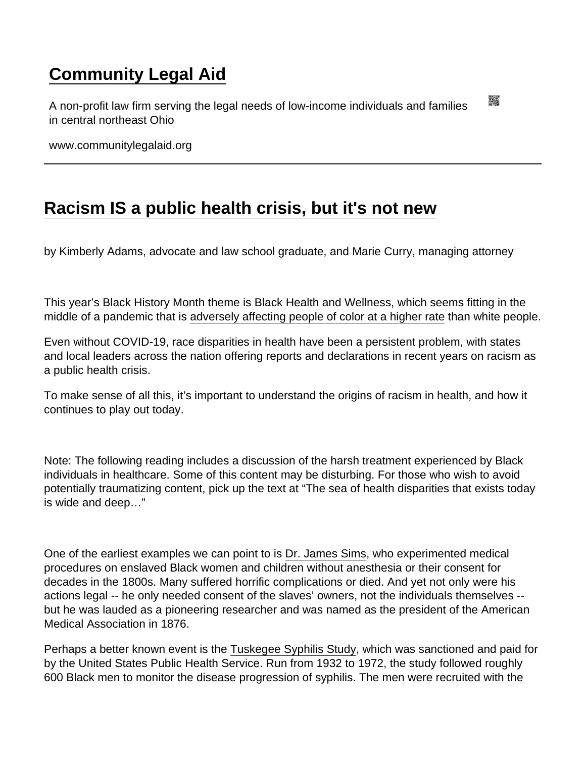# [Community Legal Aid](http://www.communitylegalaid.org)

A non-profit law firm serving the legal needs of low-income individuals and families in central northeast Ohio

www.communitylegalaid.org

## Racism IS a public health crisis, but it's not new

by Kimberly Adams, advocate and law school graduate, and Marie Curry, managing attorney

This year's Black History Month theme is Black Health and Wellness, which seems fitting in the middle of a pandemic that is adversely affecting people of color at a higher rate than white people.

Even without COVID-19, race disparities in health have been a persistent problem, with states and local leaders across the nation offering reports and declarations in recent years on racism as a public health crisis.

To make sense of all this, it's important to understand the origins of racism in health, and how it continues to play out today.

Note: The following reading includes a discussion of the harsh treatment experienced by Black individuals in healthcare. Some of this content may be disturbing. For those who wish to avoid potentially traumatizing content, pick up the text at "The sea of health disparities that exists today is wide and deep…"

One of the earliest examples we can point to is Dr. James Sims, who experimented medical procedures on enslaved Black women and children without anesthesia or their consent for decades in the 1800s. Many suffered horrific complications or died. And yet not only were his actions legal -- he only needed consent of the slaves' owners, not the individuals themselves -- but he was lauded as a pioneering researcher and was named as the president of the American Medical Association in 1876.

Perhaps a better known event is the Tuskegee Syphilis Study, which was sanctioned and paid for by the United States Public Health Service. Run from 1932 to 1972, the study followed roughly 600 Black men to monitor the disease progression of syphilis. The men were recruited with the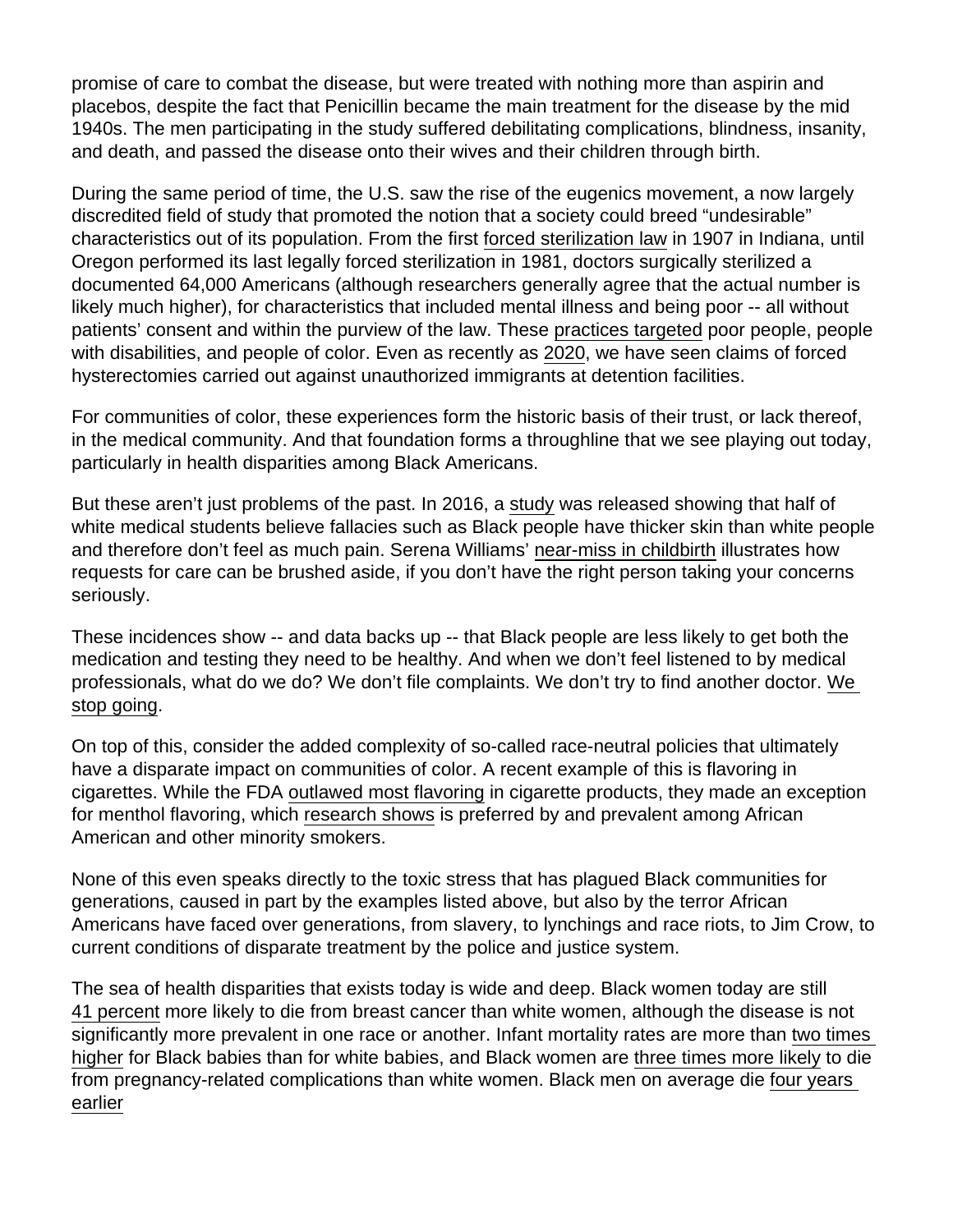promise of care to combat the disease, but were treated with nothing more than aspirin and placebos, despite the fact that Penicillin became the main treatment for the disease by the mid 1940s. The men participating in the study suffered debilitating complications, blindness, insanity, and death, and passed the disease onto their wives and their children through birth.

During the same period of time, the U.S. saw the rise of the eugenics movement, a now largely discredited field of study that promoted the notion that a society could breed "undesirable" characteristics out of its population. From the first forced sterilization law in 1907 in Indiana, until Oregon performed its last legally forced sterilization in 1981, doctors surgically sterilized a documented 64,000 Americans (although researchers generally agree that the actual number is likely much higher), for characteristics that included mental illness and being poor -- all without patients' consent and within the purview of the law. These practices targeted poor people, people with disabilities, and people of color. Even as recently as 2020, we have seen claims of forced hysterectomies carried out against unauthorized immigrants at detention facilities.

For communities of color, these experiences form the historic basis of their trust, or lack thereof, in the medical community. And that foundation forms a throughline that we see playing out today, particularly in health disparities among Black Americans.

But these aren't just problems of the past. In 2016, a study was released showing that half of white medical students believe fallacies such as Black people have thicker skin than white people and therefore don't feel as much pain. Serena Williams' near-miss in childbirth illustrates how requests for care can be brushed aside, if you don't have the right person taking your concerns seriously.

These incidences show -- and data backs up -- that Black people are less likely to get both the medication and testing they need to be healthy. And when we don't feel listened to by medical professionals, what do we do? We don't file complaints. We don't try to find another doctor. We stop going.

On top of this, consider the added complexity of so-called race-neutral policies that ultimately have a disparate impact on communities of color. A recent example of this is flavoring in cigarettes. While the FDA outlawed most flavoring in cigarette products, they made an exception for menthol flavoring, which research shows is preferred by and prevalent among African American and other minority smokers.

None of this even speaks directly to the toxic stress that has plagued Black communities for generations, caused in part by the examples listed above, but also by the terror African Americans have faced over generations, from slavery, to lynchings and race riots, to Jim Crow, to current conditions of disparate treatment by the police and justice system.

The sea of health disparities that exists today is wide and deep. Black women today are still 41 percent more likely to die from breast cancer than white women, although the disease is not significantly more prevalent in one race or another. Infant mortality rates are more than two times higher for Black babies than for white babies, and Black women are three times more likely to die from pregnancy-related complications than white women. Black men on average die four years earlier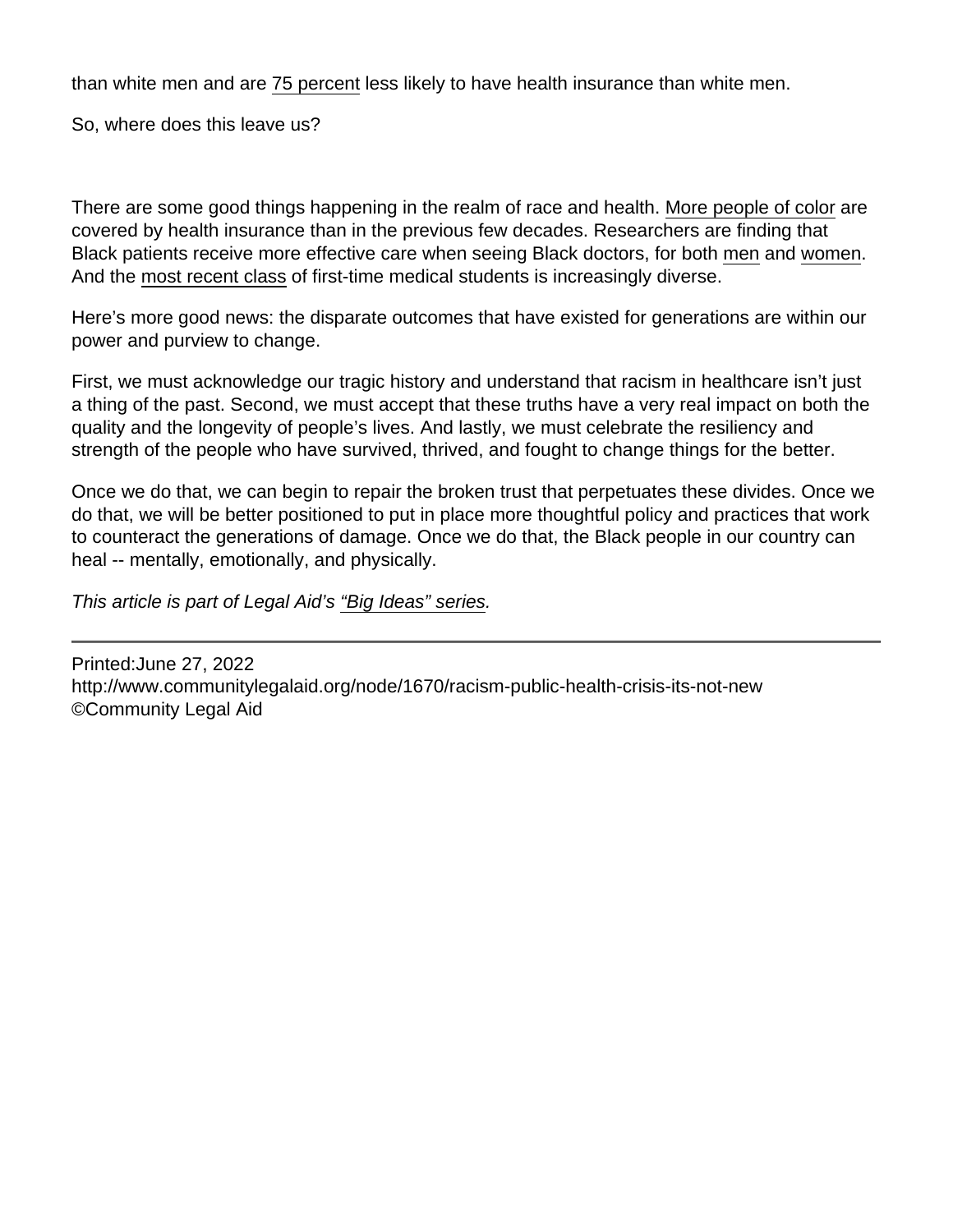than white men and are 75 percent less likely to have health insurance than white men.

So, where does this leave us?

There are some good things happening in the realm of race and health. More people of color are covered by health insurance than in the previous few decades. Researchers are finding that Black patients receive more effective care when seeing Black doctors, for both men and women. And the most recent class of first-time medical students is increasingly diverse.

Here's more good news: the disparate outcomes that have existed for generations are within our power and purview to change.

First, we must acknowledge our tragic history and understand that racism in healthcare isn't just a thing of the past. Second, we must accept that these truths have a very real impact on both the quality and the longevity of people's lives. And lastly, we must celebrate the resiliency and strength of the people who have survived, thrived, and fought to change things for the better.

Once we do that, we can begin to repair the broken trust that perpetuates these divides. Once we do that, we will be better positioned to put in place more thoughtful policy and practices that work to counteract the generations of damage. Once we do that, the Black people in our country can heal -- mentally, emotionally, and physically.

*This article is part of Legal Aid's "Big Ideas" series.*

---

Printed:June 27, 2022
http://www.communitylegalaid.org/node/1670/racism-public-health-crisis-its-not-new
©Community Legal Aid